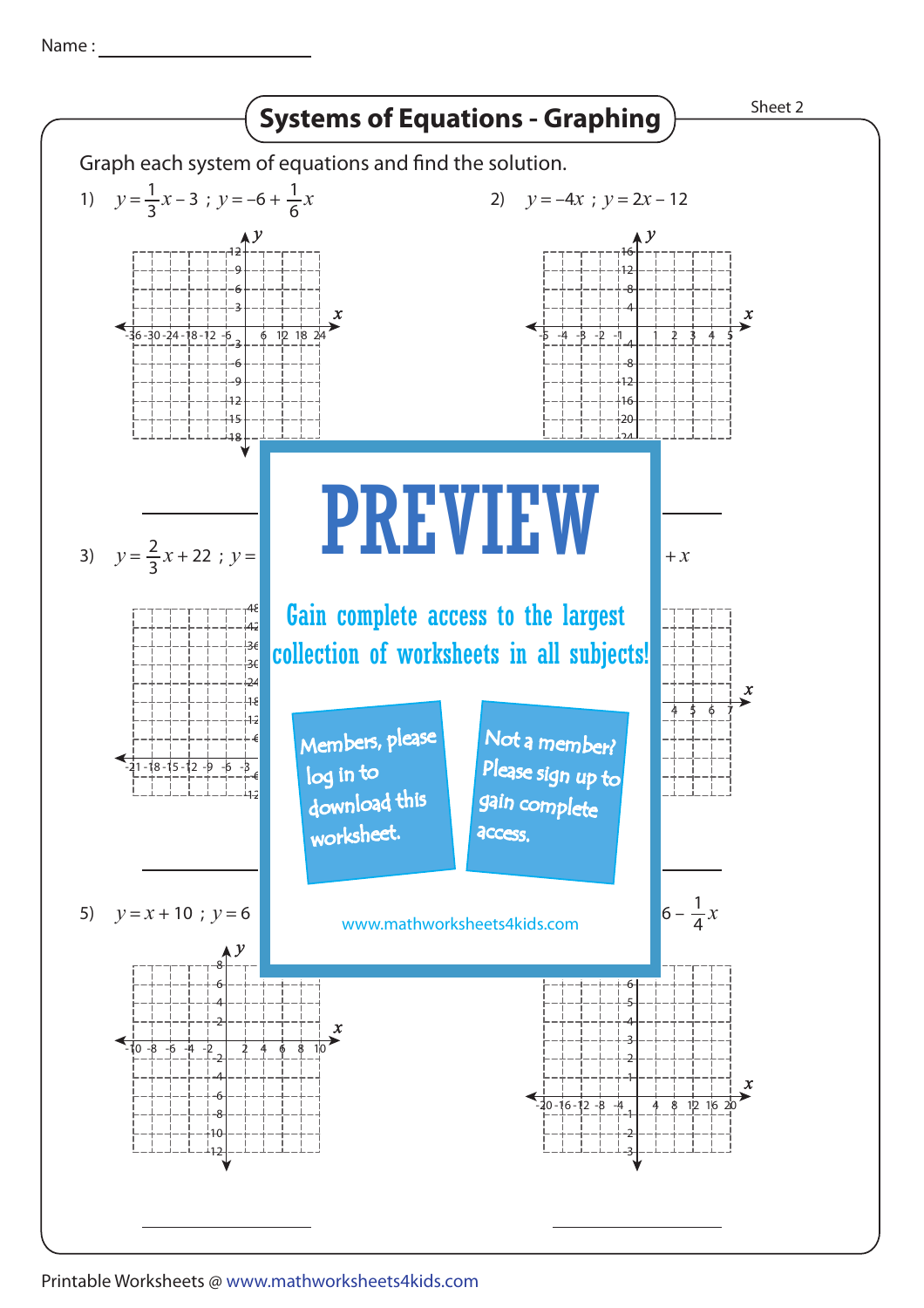Name : ________________

# Systems of Equations - Graphing

Sheet 2

Graph each system of equations and find the solution.

1) $y = \frac{1}{3}x - 3$ ; $y = -6 + \frac{1}{6}x$

2) $y = -4x$ ; $y = 2x - 12$

3) $y = \frac{2}{3}x + 22$ ; $y =$

$+ x$

5) $y = x + 10$ ; $y = 6$

$6 - \frac{1}{4}x$

# PREVIEW

Gain complete access to the largest collection of worksheets in all subjects!

Members, please log in to download this worksheet.

Not a member? Please sign up to gain complete access.

www.mathworksheets4kids.com

Printable Worksheets @ www.mathworksheets4kids.com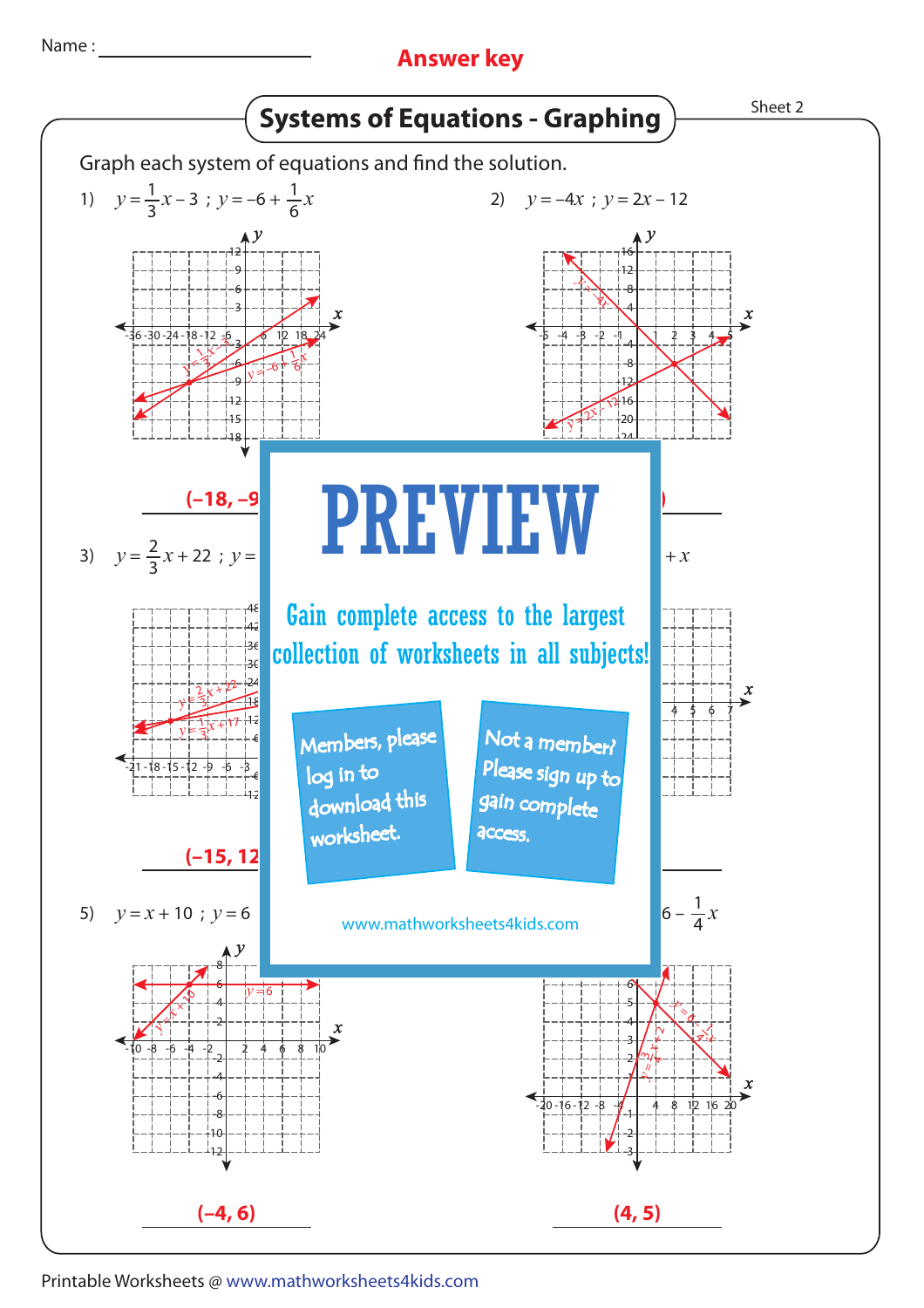Name : ______________

**Answer key**

# Systems of Equations - Graphing

Sheet 2

Graph each system of equations and find the solution.

1) $y = \frac{1}{3}x - 3$ ; $y = -6 + \frac{1}{6}x$

-36 -30 -24 -18 -12 -6 6 12 18 24
12 9 6 3 -3 -6 -9 -12 -15 -18
$y = \frac{1}{3}x - 3$
$y = -6 + \frac{1}{6}x$

**(–18, –9**

2) $y = -4x$ ; $y = 2x - 12$

-5 -4 -3 -2 -1 1 2 3 4 5
16 12 8 4 -4 -8 -12 -16 -20 -24
$y = -4x$
$y = 2x - 12$

**)**

3) $y = \frac{2}{3}x + 22$ ; $y =$

-21 -18 -15 -12 -9 -6 -3
48 42 36 30 24 18 12 6 -6 -12
$y = \frac{2}{3}x + 22$
$y = \frac{1}{3}x + 17$

**(–15, 12**

$+ x$

4 5 6 7

**PREVIEW**

Gain complete access to the largest collection of worksheets in all subjects!

Members, please log in to download this worksheet.

Not a member? Please sign up to gain complete access.

www.mathworksheets4kids.com

5) $y = x + 10$ ; $y = 6$

-10 -8 -6 -4 -2 2 4 6 8 10
8 6 4 2 -2 -4 -6 -8 -10 -12
$y = x + 10$
$y = 6$

**(–4, 6)**

$6 - \frac{1}{4}x$

-20 -16 -12 -8 -4 4 8 12 16 20
6 5 4 3 2 1 -1 -2 -3
$y = \frac{3}{4}x + 2$
$y = 6 - \frac{1}{4}x$

**(4, 5)**

Printable Worksheets @ www.mathworksheets4kids.com